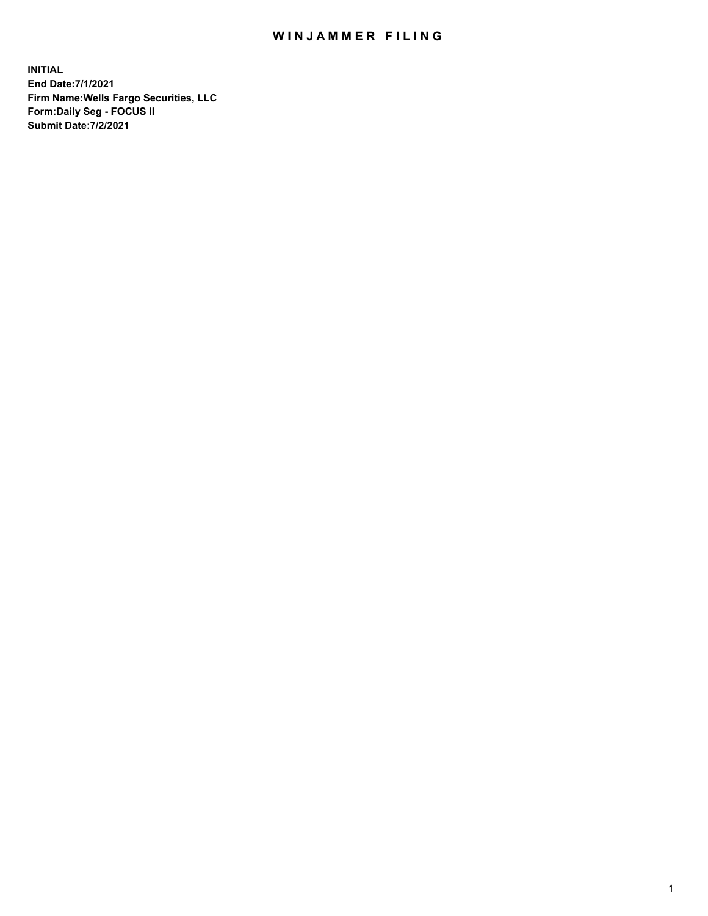# WINJAMMER FILING

**INITIAL**
**End Date:7/1/2021**
**Firm Name:Wells Fargo Securities, LLC**
**Form:Daily Seg - FOCUS II**
**Submit Date:7/2/2021**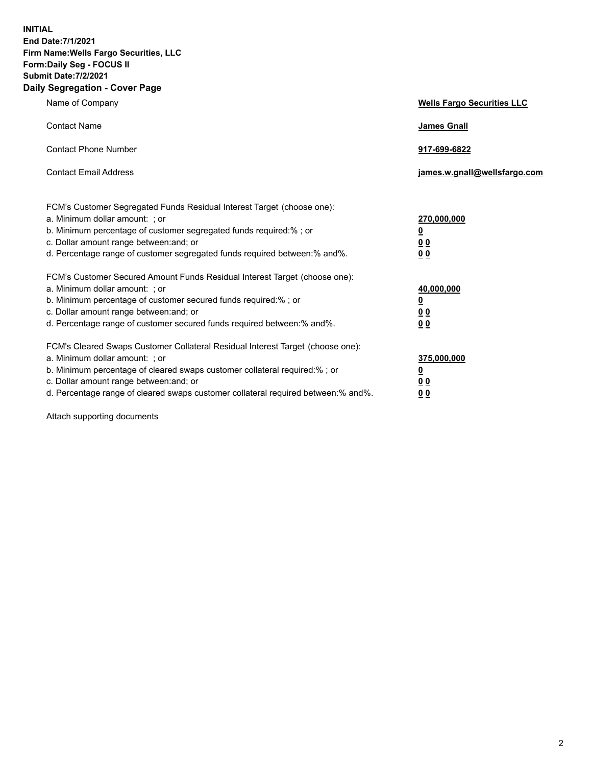**INITIAL**
**End Date:7/1/2021**
**Firm Name:Wells Fargo Securities, LLC**
**Form:Daily Seg - FOCUS II**
**Submit Date:7/2/2021**

## Daily Segregation - Cover Page

| | |
|---|---|
| Name of Company | **Wells Fargo Securities LLC** |
| Contact Name | **James Gnall** |
| Contact Phone Number | **917-699-6822** |
| Contact Email Address | **james.w.gnall@wellsfargo.com** |

| | |
|---|---|
| FCM's Customer Segregated Funds Residual Interest Target (choose one): | |
| a. Minimum dollar amount: ; or | **270,000,000** |
| b. Minimum percentage of customer segregated funds required:% ; or | **0** |
| c. Dollar amount range between:and; or | **0 0** |
| d. Percentage range of customer segregated funds required between:% and%. | **0 0** |
| FCM's Customer Secured Amount Funds Residual Interest Target (choose one): | |
| a. Minimum dollar amount: ; or | **40,000,000** |
| b. Minimum percentage of customer secured funds required:% ; or | **0** |
| c. Dollar amount range between:and; or | **0 0** |
| d. Percentage range of customer secured funds required between:% and%. | **0 0** |
| FCM's Cleared Swaps Customer Collateral Residual Interest Target (choose one): | |
| a. Minimum dollar amount: ; or | **375,000,000** |
| b. Minimum percentage of cleared swaps customer collateral required:% ; or | **0** |
| c. Dollar amount range between:and; or | **0 0** |
| d. Percentage range of cleared swaps customer collateral required between:% and%. | **0 0** |

Attach supporting documents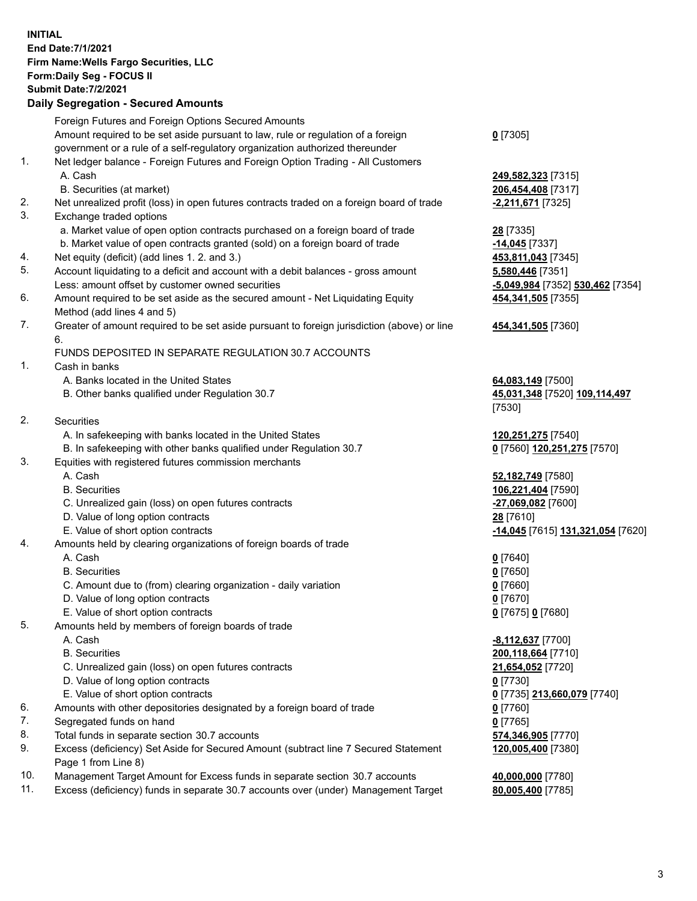**INITIAL**
**End Date:7/1/2021**
**Firm Name:Wells Fargo Securities, LLC**
**Form:Daily Seg - FOCUS II**
**Submit Date:7/2/2021**

## Daily Segregation - Secured Amounts

| | | |
|---|---|---|
| | Foreign Futures and Foreign Options Secured Amounts | |
| | Amount required to be set aside pursuant to law, rule or regulation of a foreign government or a rule of a self-regulatory organization authorized thereunder | **0** [7305] |
| 1. | Net ledger balance - Foreign Futures and Foreign Option Trading - All Customers | |
| | A. Cash | **249,582,323** [7315] |
| | B. Securities (at market) | **206,454,408** [7317] |
| 2. | Net unrealized profit (loss) in open futures contracts traded on a foreign board of trade | **-2,211,671** [7325] |
| 3. | Exchange traded options | |
| | a. Market value of open option contracts purchased on a foreign board of trade | **28** [7335] |
| | b. Market value of open contracts granted (sold) on a foreign board of trade | **-14,045** [7337] |
| 4. | Net equity (deficit) (add lines 1. 2. and 3.) | **453,811,043** [7345] |
| 5. | Account liquidating to a deficit and account with a debit balances - gross amount | **5,580,446** [7351] |
| | Less: amount offset by customer owned securities | **-5,049,984** [7352] **530,462** [7354] |
| 6. | Amount required to be set aside as the secured amount - Net Liquidating Equity Method (add lines 4 and 5) | **454,341,505** [7355] |
| 7. | Greater of amount required to be set aside pursuant to foreign jurisdiction (above) or line 6. | **454,341,505** [7360] |
| | FUNDS DEPOSITED IN SEPARATE REGULATION 30.7 ACCOUNTS | |
| 1. | Cash in banks | |
| | A. Banks located in the United States | **64,083,149** [7500] |
| | B. Other banks qualified under Regulation 30.7 | **45,031,348** [7520] **109,114,497** [7530] |
| 2. | Securities | |
| | A. In safekeeping with banks located in the United States | **120,251,275** [7540] |
| | B. In safekeeping with other banks qualified under Regulation 30.7 | **0** [7560] **120,251,275** [7570] |
| 3. | Equities with registered futures commission merchants | |
| | A. Cash | **52,182,749** [7580] |
| | B. Securities | **106,221,404** [7590] |
| | C. Unrealized gain (loss) on open futures contracts | **-27,069,082** [7600] |
| | D. Value of long option contracts | **28** [7610] |
| | E. Value of short option contracts | **-14,045** [7615] **131,321,054** [7620] |
| 4. | Amounts held by clearing organizations of foreign boards of trade | |
| | A. Cash | **0** [7640] |
| | B. Securities | **0** [7650] |
| | C. Amount due to (from) clearing organization - daily variation | **0** [7660] |
| | D. Value of long option contracts | **0** [7670] |
| | E. Value of short option contracts | **0** [7675] **0** [7680] |
| 5. | Amounts held by members of foreign boards of trade | |
| | A. Cash | **-8,112,637** [7700] |
| | B. Securities | **200,118,664** [7710] |
| | C. Unrealized gain (loss) on open futures contracts | **21,654,052** [7720] |
| | D. Value of long option contracts | **0** [7730] |
| | E. Value of short option contracts | **0** [7735] **213,660,079** [7740] |
| 6. | Amounts with other depositories designated by a foreign board of trade | **0** [7760] |
| 7. | Segregated funds on hand | **0** [7765] |
| 8. | Total funds in separate section 30.7 accounts | **574,346,905** [7770] |
| 9. | Excess (deficiency) Set Aside for Secured Amount (subtract line 7 Secured Statement Page 1 from Line 8) | **120,005,400** [7380] |
| 10. | Management Target Amount for Excess funds in separate section 30.7 accounts | **40,000,000** [7780] |
| 11. | Excess (deficiency) funds in separate 30.7 accounts over (under) Management Target | **80,005,400** [7785] |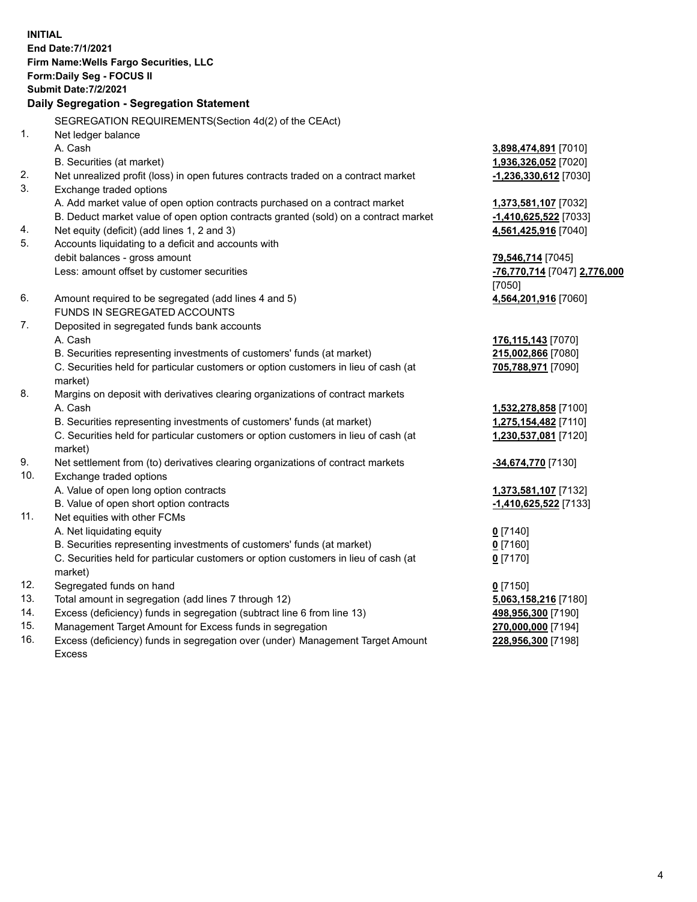**INITIAL**
**End Date:7/1/2021**
**Firm Name:Wells Fargo Securities, LLC**
**Form:Daily Seg - FOCUS II**
**Submit Date:7/2/2021**
**Daily Segregation - Segregation Statement**

| | | |
|---|---|---|
| | SEGREGATION REQUIREMENTS(Section 4d(2) of the CEAct) | |
| 1. | Net ledger balance | |
| | A. Cash | **3,898,474,891** [7010] |
| | B. Securities (at market) | **1,936,326,052** [7020] |
| 2. | Net unrealized profit (loss) in open futures contracts traded on a contract market | **-1,236,330,612** [7030] |
| 3. | Exchange traded options | |
| | A. Add market value of open option contracts purchased on a contract market | **1,373,581,107** [7032] |
| | B. Deduct market value of open option contracts granted (sold) on a contract market | **-1,410,625,522** [7033] |
| 4. | Net equity (deficit) (add lines 1, 2 and 3) | **4,561,425,916** [7040] |
| 5. | Accounts liquidating to a deficit and accounts with debit balances - gross amount | **79,546,714** [7045] |
| | Less: amount offset by customer securities | **-76,770,714** [7047] **2,776,000** [7050] |
| 6. | Amount required to be segregated (add lines 4 and 5) | **4,564,201,916** [7060] |
| | FUNDS IN SEGREGATED ACCOUNTS | |
| 7. | Deposited in segregated funds bank accounts | |
| | A. Cash | **176,115,143** [7070] |
| | B. Securities representing investments of customers' funds (at market) | **215,002,866** [7080] |
| | C. Securities held for particular customers or option customers in lieu of cash (at market) | **705,788,971** [7090] |
| 8. | Margins on deposit with derivatives clearing organizations of contract markets | |
| | A. Cash | **1,532,278,858** [7100] |
| | B. Securities representing investments of customers' funds (at market) | **1,275,154,482** [7110] |
| | C. Securities held for particular customers or option customers in lieu of cash (at market) | **1,230,537,081** [7120] |
| 9. | Net settlement from (to) derivatives clearing organizations of contract markets | **-34,674,770** [7130] |
| 10. | Exchange traded options | |
| | A. Value of open long option contracts | **1,373,581,107** [7132] |
| | B. Value of open short option contracts | **-1,410,625,522** [7133] |
| 11. | Net equities with other FCMs | |
| | A. Net liquidating equity | **0** [7140] |
| | B. Securities representing investments of customers' funds (at market) | **0** [7160] |
| | C. Securities held for particular customers or option customers in lieu of cash (at market) | **0** [7170] |
| 12. | Segregated funds on hand | **0** [7150] |
| 13. | Total amount in segregation (add lines 7 through 12) | **5,063,158,216** [7180] |
| 14. | Excess (deficiency) funds in segregation (subtract line 6 from line 13) | **498,956,300** [7190] |
| 15. | Management Target Amount for Excess funds in segregation | **270,000,000** [7194] |
| 16. | Excess (deficiency) funds in segregation over (under) Management Target Amount Excess | **228,956,300** [7198] |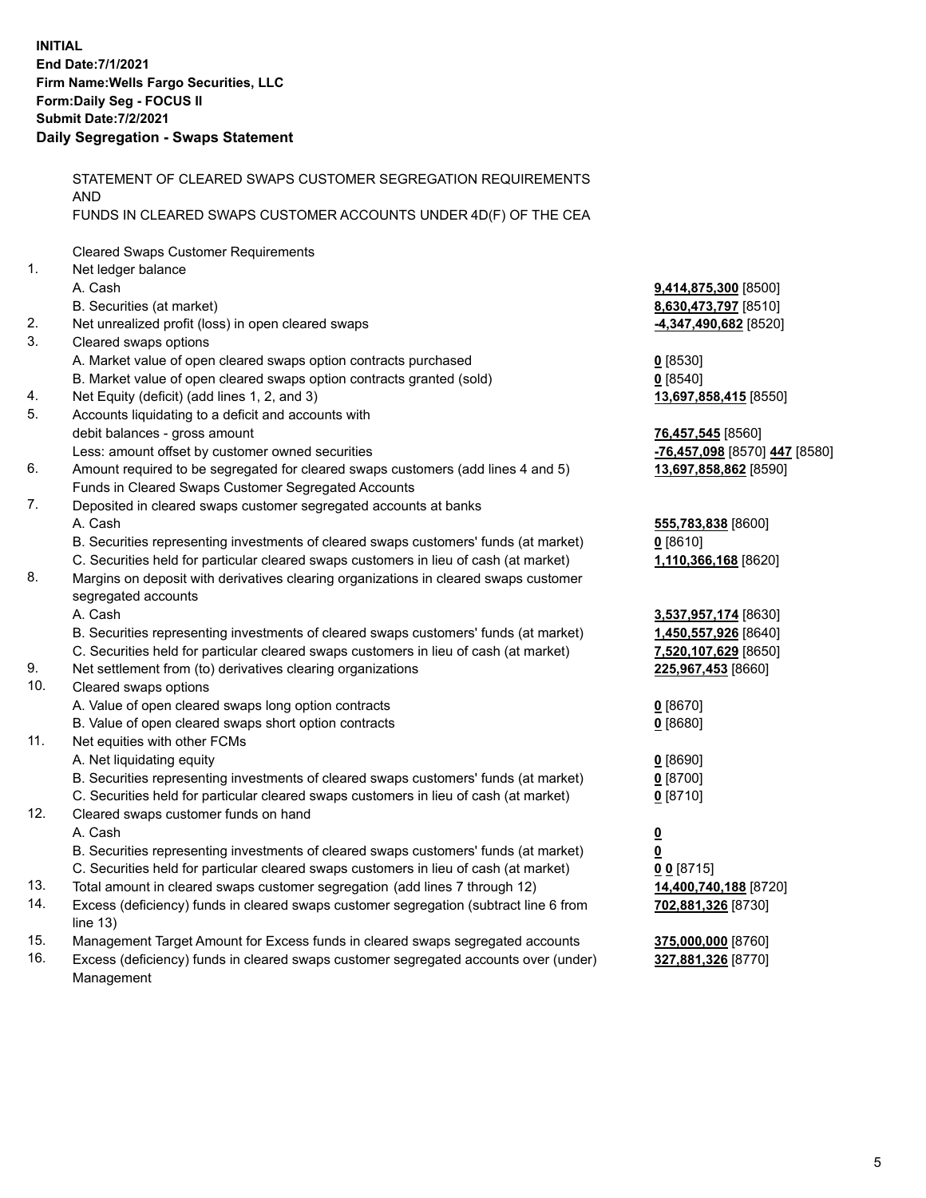**INITIAL**
**End Date:7/1/2021**
**Firm Name:Wells Fargo Securities, LLC**
**Form:Daily Seg - FOCUS II**
**Submit Date:7/2/2021**
**Daily Segregation - Swaps Statement**

STATEMENT OF CLEARED SWAPS CUSTOMER SEGREGATION REQUIREMENTS AND FUNDS IN CLEARED SWAPS CUSTOMER ACCOUNTS UNDER 4D(F) OF THE CEA

| | | |
|---|---|---|
| | Cleared Swaps Customer Requirements | |
| 1. | Net ledger balance | |
| | A. Cash | **9,414,875,300** [8500] |
| | B. Securities (at market) | **8,630,473,797** [8510] |
| 2. | Net unrealized profit (loss) in open cleared swaps | **-4,347,490,682** [8520] |
| 3. | Cleared swaps options | |
| | A. Market value of open cleared swaps option contracts purchased | **0** [8530] |
| | B. Market value of open cleared swaps option contracts granted (sold) | **0** [8540] |
| 4. | Net Equity (deficit) (add lines 1, 2, and 3) | **13,697,858,415** [8550] |
| 5. | Accounts liquidating to a deficit and accounts with debit balances - gross amount | **76,457,545** [8560] |
| | Less: amount offset by customer owned securities | **-76,457,098** [8570] **447** [8580] |
| 6. | Amount required to be segregated for cleared swaps customers (add lines 4 and 5) | **13,697,858,862** [8590] |
| | Funds in Cleared Swaps Customer Segregated Accounts | |
| 7. | Deposited in cleared swaps customer segregated accounts at banks | |
| | A. Cash | **555,783,838** [8600] |
| | B. Securities representing investments of cleared swaps customers' funds (at market) | **0** [8610] |
| | C. Securities held for particular cleared swaps customers in lieu of cash (at market) | **1,110,366,168** [8620] |
| 8. | Margins on deposit with derivatives clearing organizations in cleared swaps customer segregated accounts | |
| | A. Cash | **3,537,957,174** [8630] |
| | B. Securities representing investments of cleared swaps customers' funds (at market) | **1,450,557,926** [8640] |
| | C. Securities held for particular cleared swaps customers in lieu of cash (at market) | **7,520,107,629** [8650] |
| 9. | Net settlement from (to) derivatives clearing organizations | **225,967,453** [8660] |
| 10. | Cleared swaps options | |
| | A. Value of open cleared swaps long option contracts | **0** [8670] |
| | B. Value of open cleared swaps short option contracts | **0** [8680] |
| 11. | Net equities with other FCMs | |
| | A. Net liquidating equity | **0** [8690] |
| | B. Securities representing investments of cleared swaps customers' funds (at market) | **0** [8700] |
| | C. Securities held for particular cleared swaps customers in lieu of cash (at market) | **0** [8710] |
| 12. | Cleared swaps customer funds on hand | |
| | A. Cash | **0** |
| | B. Securities representing investments of cleared swaps customers' funds (at market) | **0** |
| | C. Securities held for particular cleared swaps customers in lieu of cash (at market) | **0** **0** [8715] |
| 13. | Total amount in cleared swaps customer segregation (add lines 7 through 12) | **14,400,740,188** [8720] |
| 14. | Excess (deficiency) funds in cleared swaps customer segregation (subtract line 6 from line 13) | **702,881,326** [8730] |
| 15. | Management Target Amount for Excess funds in cleared swaps segregated accounts | **375,000,000** [8760] |
| 16. | Excess (deficiency) funds in cleared swaps customer segregated accounts over (under) Management | **327,881,326** [8770] |